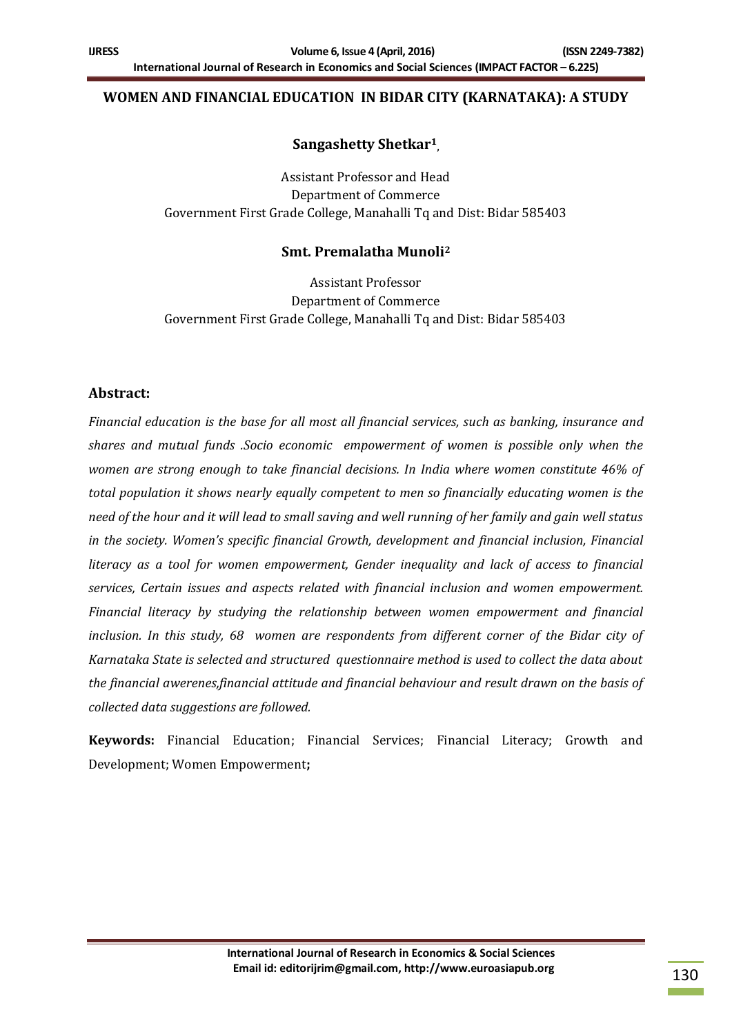# WOMEN AND FINANCIAL EDUCATION IN BIDAR CITY (KARNATAKA): A STUDY

**Sangashetty Shetkar[1]**,

Assistant Professor and Head
Department of Commerce
Government First Grade College, Manahalli Tq and Dist: Bidar 585403

**Smt. Premalatha Munoli[2]**

Assistant Professor
Department of Commerce
Government First Grade College, Manahalli Tq and Dist: Bidar 585403

## Abstract:

*Financial education is the base for all most all financial services, such as banking, insurance and shares and mutual funds .Socio economic empowerment of women is possible only when the women are strong enough to take financial decisions. In India where women constitute 46% of total population it shows nearly equally competent to men so financially educating women is the need of the hour and it will lead to small saving and well running of her family and gain well status in the society. Women's specific financial Growth, development and financial inclusion, Financial literacy as a tool for women empowerment, Gender inequality and lack of access to financial services, Certain issues and aspects related with financial inclusion and women empowerment. Financial literacy by studying the relationship between women empowerment and financial inclusion. In this study, 68 women are respondents from different corner of the Bidar city of Karnataka State is selected and structured questionnaire method is used to collect the data about the financial awerenes,financial attitude and financial behaviour and result drawn on the basis of collected data suggestions are followed.*

**Keywords:** Financial Education; Financial Services; Financial Literacy; Growth and Development; Women Empowerment**;**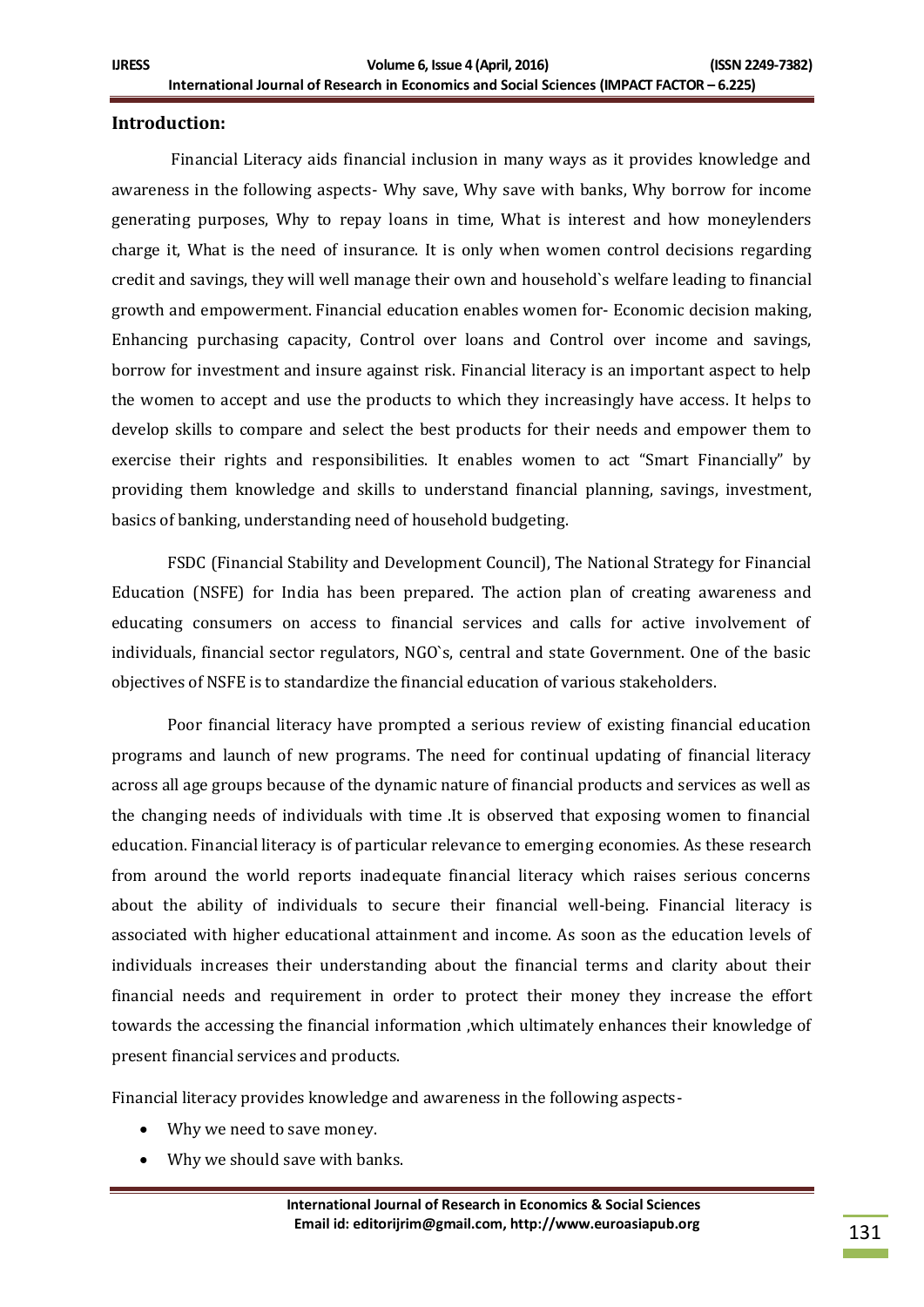## Introduction:

Financial Literacy aids financial inclusion in many ways as it provides knowledge and awareness in the following aspects- Why save, Why save with banks, Why borrow for income generating purposes, Why to repay loans in time, What is interest and how moneylenders charge it, What is the need of insurance. It is only when women control decisions regarding credit and savings, they will well manage their own and household`s welfare leading to financial growth and empowerment. Financial education enables women for- Economic decision making, Enhancing purchasing capacity, Control over loans and Control over income and savings, borrow for investment and insure against risk. Financial literacy is an important aspect to help the women to accept and use the products to which they increasingly have access. It helps to develop skills to compare and select the best products for their needs and empower them to exercise their rights and responsibilities. It enables women to act "Smart Financially" by providing them knowledge and skills to understand financial planning, savings, investment, basics of banking, understanding need of household budgeting.

FSDC (Financial Stability and Development Council), The National Strategy for Financial Education (NSFE) for India has been prepared. The action plan of creating awareness and educating consumers on access to financial services and calls for active involvement of individuals, financial sector regulators, NGO`s, central and state Government. One of the basic objectives of NSFE is to standardize the financial education of various stakeholders.

Poor financial literacy have prompted a serious review of existing financial education programs and launch of new programs. The need for continual updating of financial literacy across all age groups because of the dynamic nature of financial products and services as well as the changing needs of individuals with time .It is observed that exposing women to financial education. Financial literacy is of particular relevance to emerging economies. As these research from around the world reports inadequate financial literacy which raises serious concerns about the ability of individuals to secure their financial well-being. Financial literacy is associated with higher educational attainment and income. As soon as the education levels of individuals increases their understanding about the financial terms and clarity about their financial needs and requirement in order to protect their money they increase the effort towards the accessing the financial information ,which ultimately enhances their knowledge of present financial services and products.

Financial literacy provides knowledge and awareness in the following aspects-

- Why we need to save money.
- Why we should save with banks.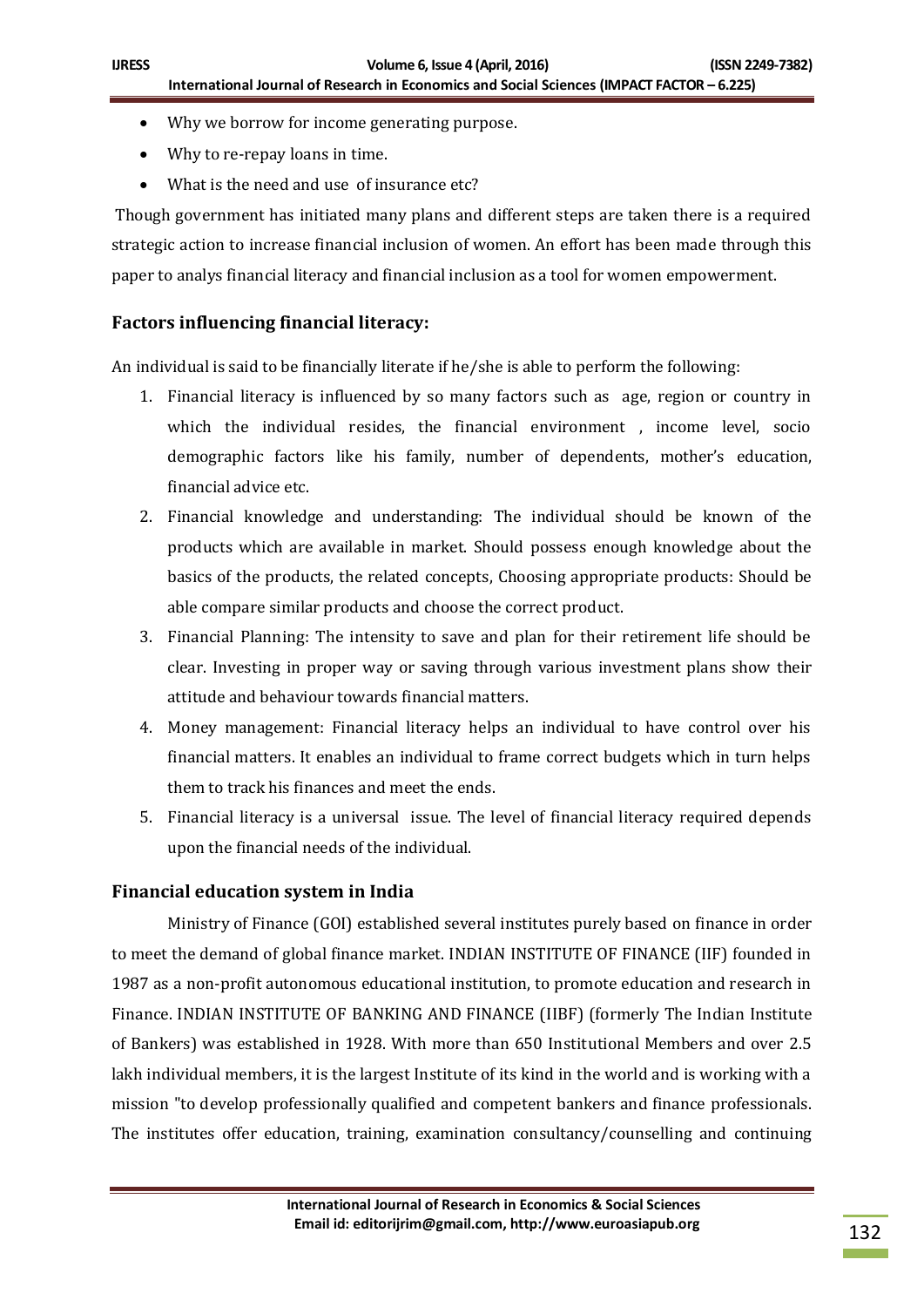- Why we borrow for income generating purpose.
- Why to re-repay loans in time.
- What is the need and use of insurance etc?

Though government has initiated many plans and different steps are taken there is a required strategic action to increase financial inclusion of women. An effort has been made through this paper to analys financial literacy and financial inclusion as a tool for women empowerment.

## Factors influencing financial literacy:

An individual is said to be financially literate if he/she is able to perform the following:

1. Financial literacy is influenced by so many factors such as age, region or country in which the individual resides, the financial environment , income level, socio demographic factors like his family, number of dependents, mother's education, financial advice etc.
2. Financial knowledge and understanding: The individual should be known of the products which are available in market. Should possess enough knowledge about the basics of the products, the related concepts, Choosing appropriate products: Should be able compare similar products and choose the correct product.
3. Financial Planning: The intensity to save and plan for their retirement life should be clear. Investing in proper way or saving through various investment plans show their attitude and behaviour towards financial matters.
4. Money management: Financial literacy helps an individual to have control over his financial matters. It enables an individual to frame correct budgets which in turn helps them to track his finances and meet the ends.
5. Financial literacy is a universal issue. The level of financial literacy required depends upon the financial needs of the individual.

## Financial education system in India

Ministry of Finance (GOI) established several institutes purely based on finance in order to meet the demand of global finance market. INDIAN INSTITUTE OF FINANCE (IIF) founded in 1987 as a non-profit autonomous educational institution, to promote education and research in Finance. INDIAN INSTITUTE OF BANKING AND FINANCE (IIBF) (formerly The Indian Institute of Bankers) was established in 1928. With more than 650 Institutional Members and over 2.5 lakh individual members, it is the largest Institute of its kind in the world and is working with a mission "to develop professionally qualified and competent bankers and finance professionals. The institutes offer education, training, examination consultancy/counselling and continuing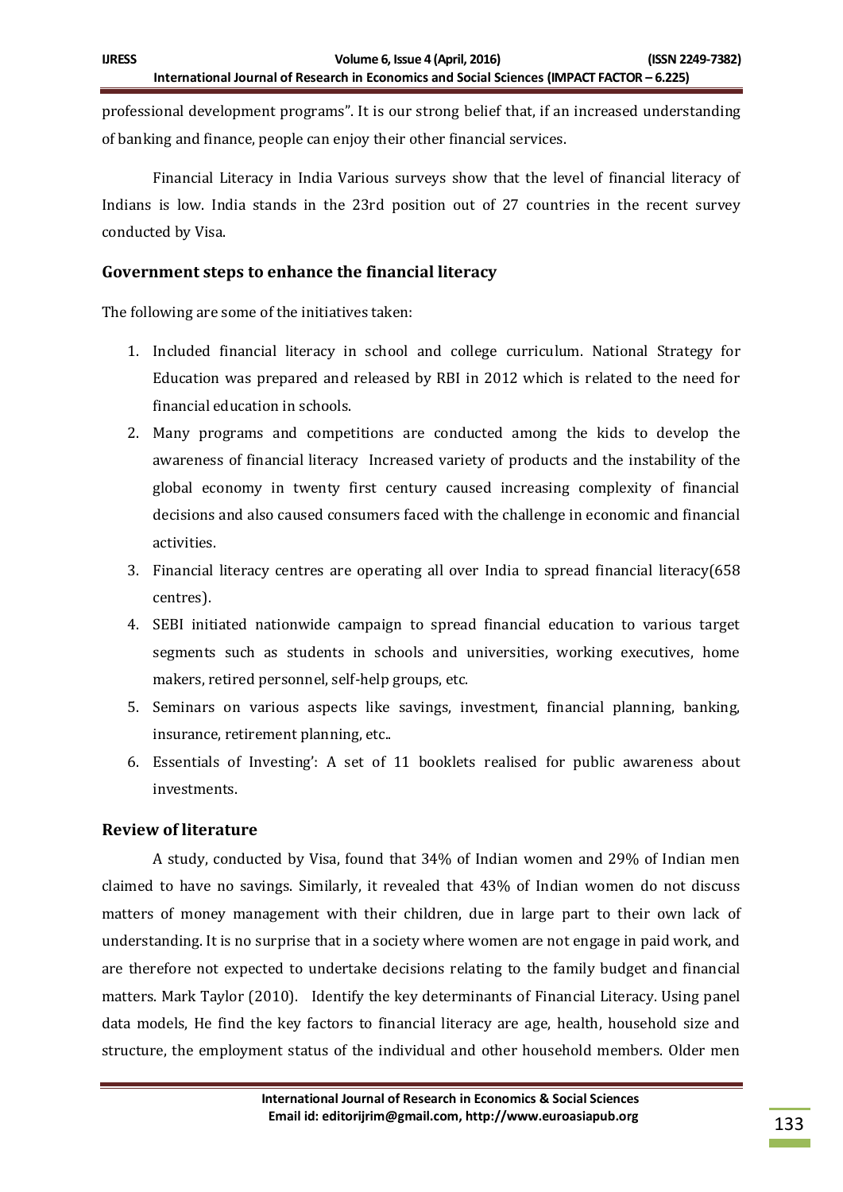professional development programs". It is our strong belief that, if an increased understanding of banking and finance, people can enjoy their other financial services.

Financial Literacy in India Various surveys show that the level of financial literacy of Indians is low. India stands in the 23rd position out of 27 countries in the recent survey conducted by Visa.

## Government steps to enhance the financial literacy

The following are some of the initiatives taken:

1. Included financial literacy in school and college curriculum. National Strategy for Education was prepared and released by RBI in 2012 which is related to the need for financial education in schools.
2. Many programs and competitions are conducted among the kids to develop the awareness of financial literacy Increased variety of products and the instability of the global economy in twenty first century caused increasing complexity of financial decisions and also caused consumers faced with the challenge in economic and financial activities.
3. Financial literacy centres are operating all over India to spread financial literacy(658 centres).
4. SEBI initiated nationwide campaign to spread financial education to various target segments such as students in schools and universities, working executives, home makers, retired personnel, self-help groups, etc.
5. Seminars on various aspects like savings, investment, financial planning, banking, insurance, retirement planning, etc..
6. Essentials of Investing': A set of 11 booklets realised for public awareness about investments.

## Review of literature

A study, conducted by Visa, found that 34% of Indian women and 29% of Indian men claimed to have no savings. Similarly, it revealed that 43% of Indian women do not discuss matters of money management with their children, due in large part to their own lack of understanding. It is no surprise that in a society where women are not engage in paid work, and are therefore not expected to undertake decisions relating to the family budget and financial matters. Mark Taylor (2010). Identify the key determinants of Financial Literacy. Using panel data models, He find the key factors to financial literacy are age, health, household size and structure, the employment status of the individual and other household members. Older men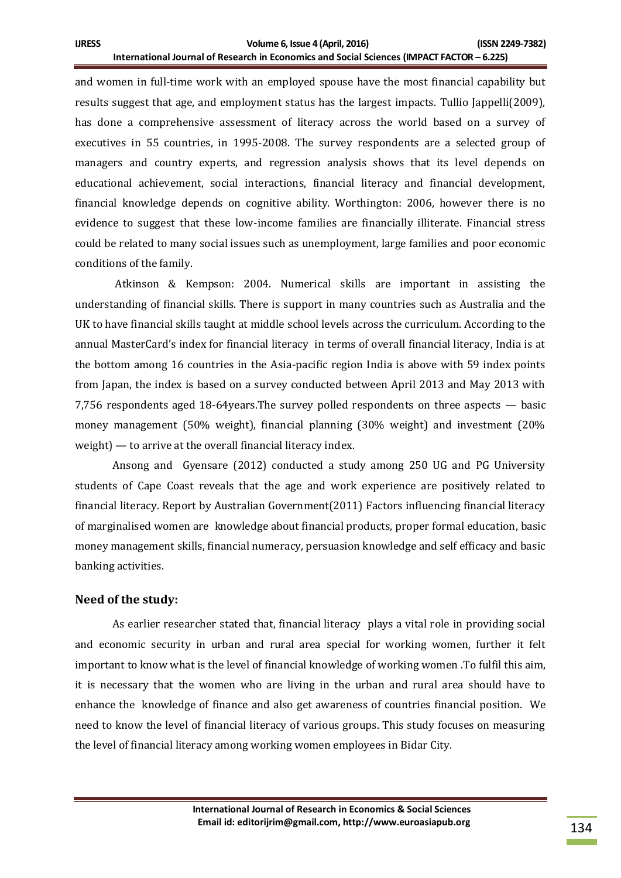and women in full-time work with an employed spouse have the most financial capability but results suggest that age, and employment status has the largest impacts. Tullio Jappelli(2009), has done a comprehensive assessment of literacy across the world based on a survey of executives in 55 countries, in 1995-2008. The survey respondents are a selected group of managers and country experts, and regression analysis shows that its level depends on educational achievement, social interactions, financial literacy and financial development, financial knowledge depends on cognitive ability. Worthington: 2006, however there is no evidence to suggest that these low-income families are financially illiterate. Financial stress could be related to many social issues such as unemployment, large families and poor economic conditions of the family.

Atkinson & Kempson: 2004. Numerical skills are important in assisting the understanding of financial skills. There is support in many countries such as Australia and the UK to have financial skills taught at middle school levels across the curriculum. According to the annual MasterCard's index for financial literacy in terms of overall financial literacy, India is at the bottom among 16 countries in the Asia-pacific region India is above with 59 index points from Japan, the index is based on a survey conducted between April 2013 and May 2013 with 7,756 respondents aged 18-64years.The survey polled respondents on three aspects — basic money management (50% weight), financial planning (30% weight) and investment (20% weight) — to arrive at the overall financial literacy index.

Ansong and Gyensare (2012) conducted a study among 250 UG and PG University students of Cape Coast reveals that the age and work experience are positively related to financial literacy. Report by Australian Government(2011) Factors influencing financial literacy of marginalised women are knowledge about financial products, proper formal education, basic money management skills, financial numeracy, persuasion knowledge and self efficacy and basic banking activities.

## Need of the study:

As earlier researcher stated that, financial literacy plays a vital role in providing social and economic security in urban and rural area special for working women, further it felt important to know what is the level of financial knowledge of working women .To fulfil this aim, it is necessary that the women who are living in the urban and rural area should have to enhance the knowledge of finance and also get awareness of countries financial position. We need to know the level of financial literacy of various groups. This study focuses on measuring the level of financial literacy among working women employees in Bidar City.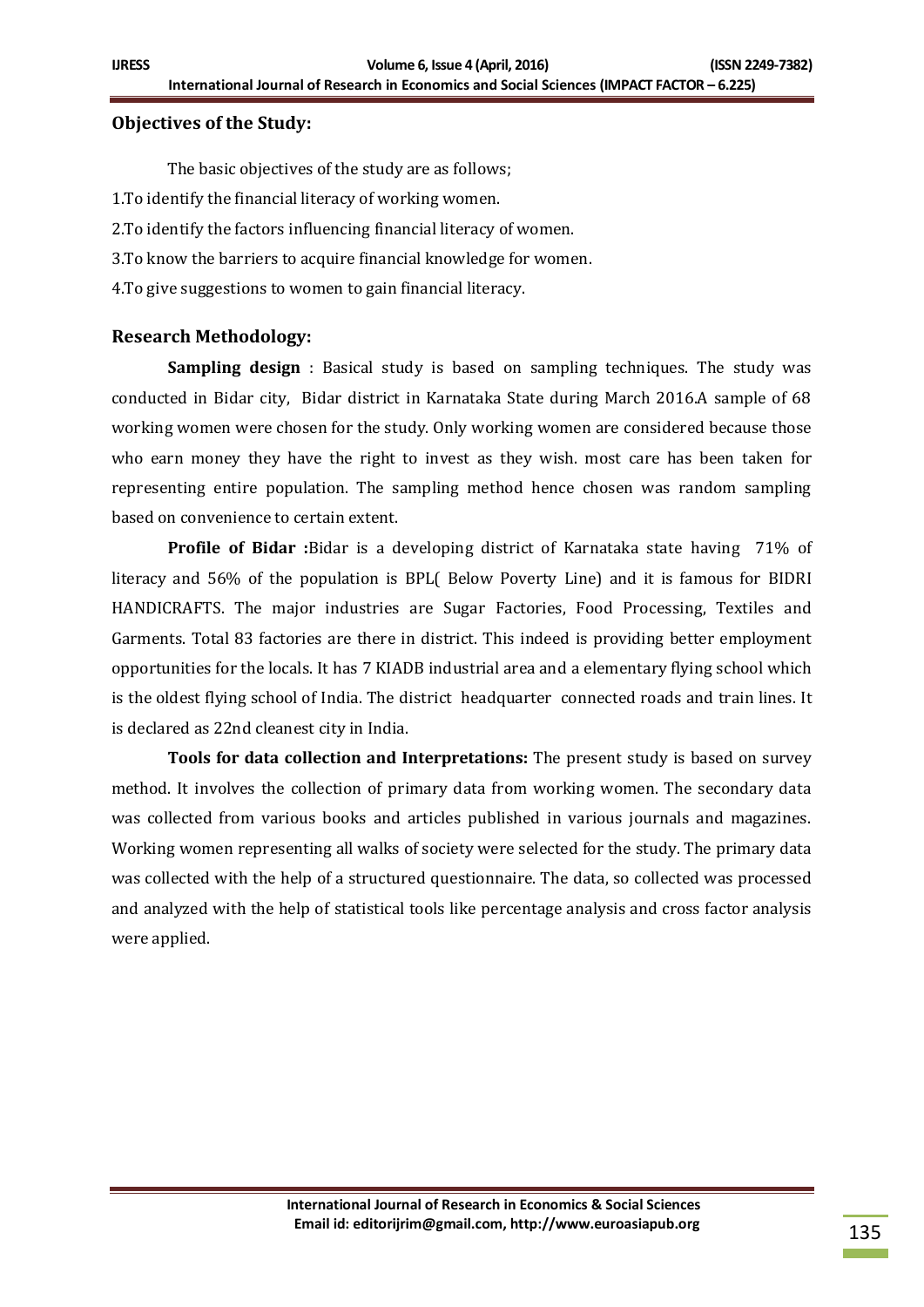## Objectives of the Study:

The basic objectives of the study are as follows;

1.To identify the financial literacy of working women.

2.To identify the factors influencing financial literacy of women.

3.To know the barriers to acquire financial knowledge for women.

4.To give suggestions to women to gain financial literacy.

## Research Methodology:

**Sampling design** : Basical study is based on sampling techniques. The study was conducted in Bidar city, Bidar district in Karnataka State during March 2016.A sample of 68 working women were chosen for the study. Only working women are considered because those who earn money they have the right to invest as they wish. most care has been taken for representing entire population. The sampling method hence chosen was random sampling based on convenience to certain extent.

**Profile of Bidar :**Bidar is a developing district of Karnataka state having 71% of literacy and 56% of the population is BPL( Below Poverty Line) and it is famous for BIDRI HANDICRAFTS. The major industries are Sugar Factories, Food Processing, Textiles and Garments. Total 83 factories are there in district. This indeed is providing better employment opportunities for the locals. It has 7 KIADB industrial area and a elementary flying school which is the oldest flying school of India. The district headquarter connected roads and train lines. It is declared as 22nd cleanest city in India.

**Tools for data collection and Interpretations:** The present study is based on survey method. It involves the collection of primary data from working women. The secondary data was collected from various books and articles published in various journals and magazines. Working women representing all walks of society were selected for the study. The primary data was collected with the help of a structured questionnaire. The data, so collected was processed and analyzed with the help of statistical tools like percentage analysis and cross factor analysis were applied.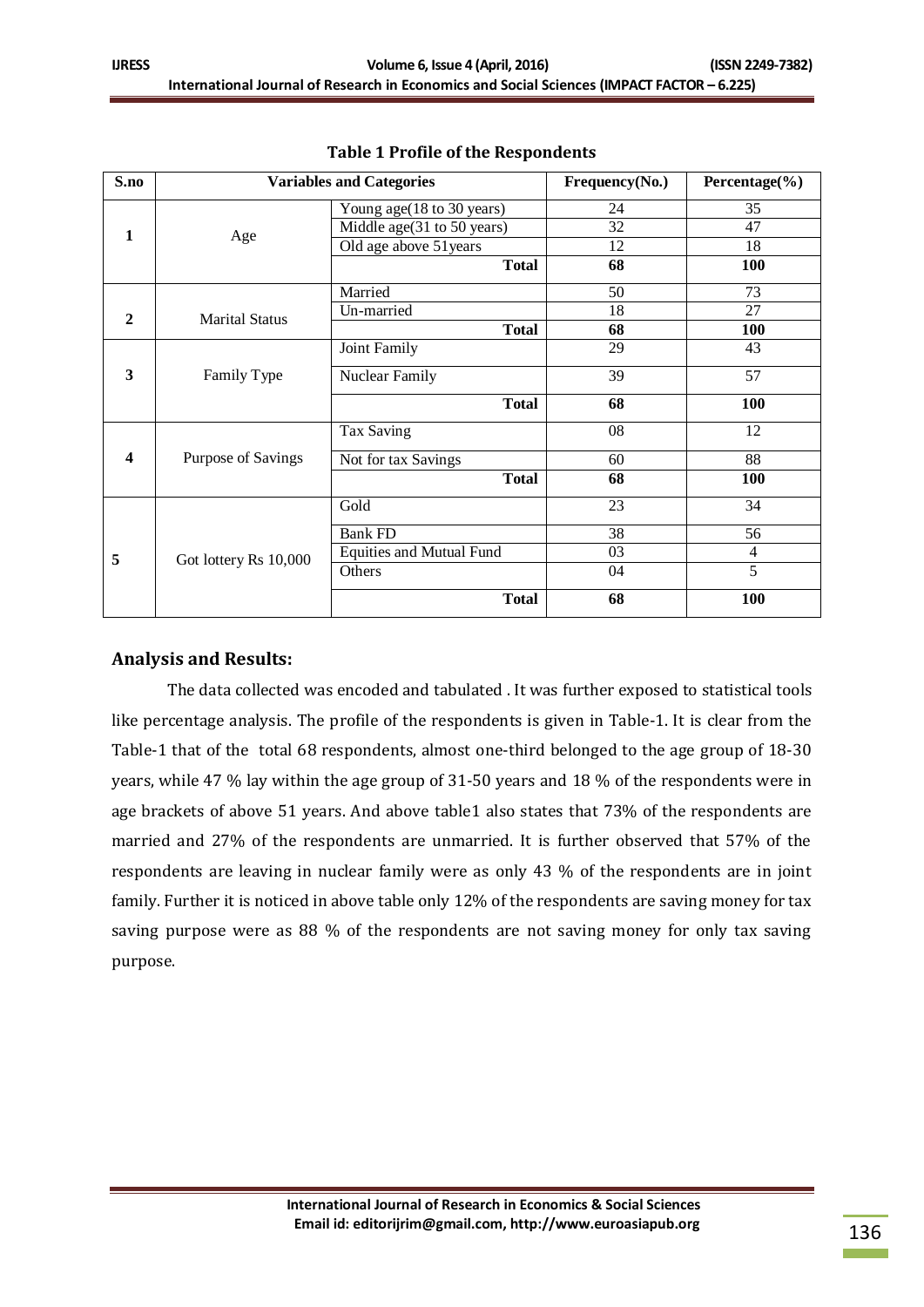**Table 1 Profile of the Respondents**

| S.no | Variables and Categories | | Frequency(No.) | Percentage(%) |
|---|---|---|---|---|
| 1 | Age | Young age(18 to 30 years) | 24 | 35 |
| | | Middle age(31 to 50 years) | 32 | 47 |
| | | Old age above 51years | 12 | 18 |
| | | **Total** | **68** | **100** |
| 2 | Marital Status | Married | 50 | 73 |
| | | Un-married | 18 | 27 |
| | | **Total** | **68** | **100** |
| 3 | Family Type | Joint Family | 29 | 43 |
| | | Nuclear Family | 39 | 57 |
| | | **Total** | **68** | **100** |
| 4 | Purpose of Savings | Tax Saving | 08 | 12 |
| | | Not for tax Savings | 60 | 88 |
| | | **Total** | **68** | **100** |
| 5 | Got lottery Rs 10,000 | Gold | 23 | 34 |
| | | Bank FD | 38 | 56 |
| | | Equities and Mutual Fund | 03 | 4 |
| | | Others | 04 | 5 |
| | | **Total** | **68** | **100** |

## Analysis and Results:

The data collected was encoded and tabulated . It was further exposed to statistical tools like percentage analysis. The profile of the respondents is given in Table-1. It is clear from the Table-1 that of the total 68 respondents, almost one-third belonged to the age group of 18-30 years, while 47 % lay within the age group of 31-50 years and 18 % of the respondents were in age brackets of above 51 years. And above table1 also states that 73% of the respondents are married and 27% of the respondents are unmarried. It is further observed that 57% of the respondents are leaving in nuclear family were as only 43 % of the respondents are in joint family. Further it is noticed in above table only 12% of the respondents are saving money for tax saving purpose were as 88 % of the respondents are not saving money for only tax saving purpose.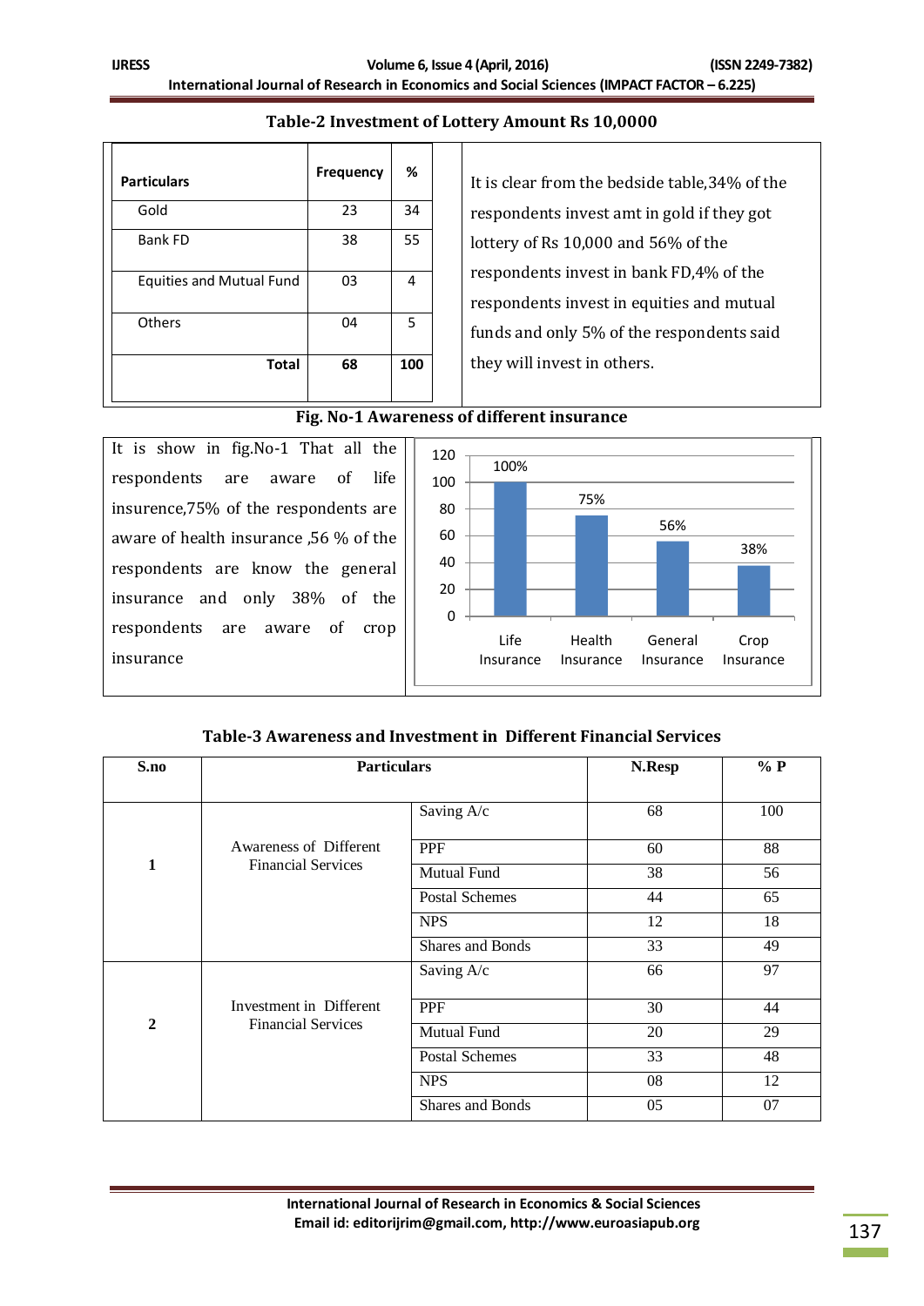**Table-2 Investment of Lottery Amount Rs 10,0000**

| Particulars | Frequency | % |
|---|---|---|
| Gold | 23 | 34 |
| Bank FD | 38 | 55 |
| Equities and Mutual Fund | 03 | 4 |
| Others | 04 | 5 |
| **Total** | **68** | **100** |

It is clear from the bedside table,34% of the respondents invest amt in gold if they got lottery of Rs 10,000 and 56% of the respondents invest in bank FD,4% of the respondents invest in equities and mutual funds and only 5% of the respondents said they will invest in others.

**Fig. No-1 Awareness of different insurance**

It is show in fig.No-1 That all the respondents are aware of life insurence,75% of the respondents are aware of health insurance ,56 % of the respondents are know the general insurance and only 38% of the respondents are aware of crop insurance

| Insurance | % |
|---|---|
| Life Insurance | 100% |
| Health Insurance | 75% |
| General Insurance | 56% |
| Crop Insurance | 38% |

**Table-3 Awareness and Investment in Different Financial Services**

| S.no | Particulars | | N.Resp | % P |
|---|---|---|---|---|
| 1 | Awareness of Different Financial Services | Saving A/c | 68 | 100 |
| | | PPF | 60 | 88 |
| | | Mutual Fund | 38 | 56 |
| | | Postal Schemes | 44 | 65 |
| | | NPS | 12 | 18 |
| | | Shares and Bonds | 33 | 49 |
| 2 | Investment in Different Financial Services | Saving A/c | 66 | 97 |
| | | PPF | 30 | 44 |
| | | Mutual Fund | 20 | 29 |
| | | Postal Schemes | 33 | 48 |
| | | NPS | 08 | 12 |
| | | Shares and Bonds | 05 | 07 |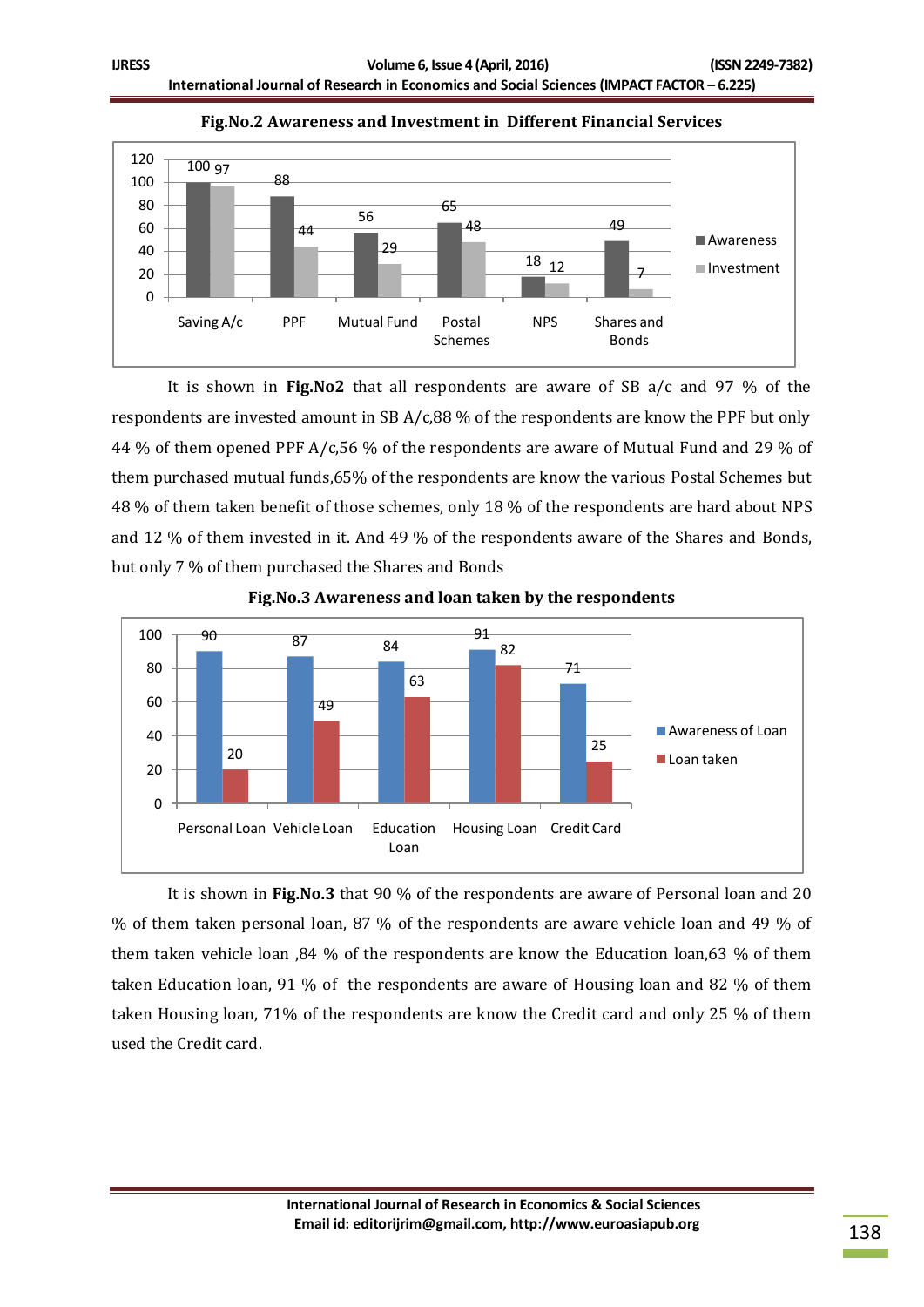**Fig.No.2 Awareness and Investment in Different Financial Services**

| | Saving A/c | PPF | Mutual Fund | Postal Schemes | NPS | Shares and Bonds |
|---|---|---|---|---|---|---|
| Awareness | 100 | 88 | 56 | 65 | 18 | 49 |
| Investment | 97 | 44 | 29 | 48 | 12 | 7 |

It is shown in **Fig.No2** that all respondents are aware of SB a/c and 97 % of the respondents are invested amount in SB A/c,88 % of the respondents are know the PPF but only 44 % of them opened PPF A/c,56 % of the respondents are aware of Mutual Fund and 29 % of them purchased mutual funds,65% of the respondents are know the various Postal Schemes but 48 % of them taken benefit of those schemes, only 18 % of the respondents are hard about NPS and 12 % of them invested in it. And 49 % of the respondents aware of the Shares and Bonds, but only 7 % of them purchased the Shares and Bonds

**Fig.No.3 Awareness and loan taken by the respondents**

| | Personal Loan | Vehicle Loan | Education Loan | Housing Loan | Credit Card |
|---|---|---|---|---|---|
| Awareness of Loan | 90 | 87 | 84 | 91 | 71 |
| Loan taken | 20 | 49 | 63 | 82 | 25 |

It is shown in **Fig.No.3** that 90 % of the respondents are aware of Personal loan and 20 % of them taken personal loan, 87 % of the respondents are aware vehicle loan and 49 % of them taken vehicle loan ,84 % of the respondents are know the Education loan,63 % of them taken Education loan, 91 % of the respondents are aware of Housing loan and 82 % of them taken Housing loan, 71% of the respondents are know the Credit card and only 25 % of them used the Credit card.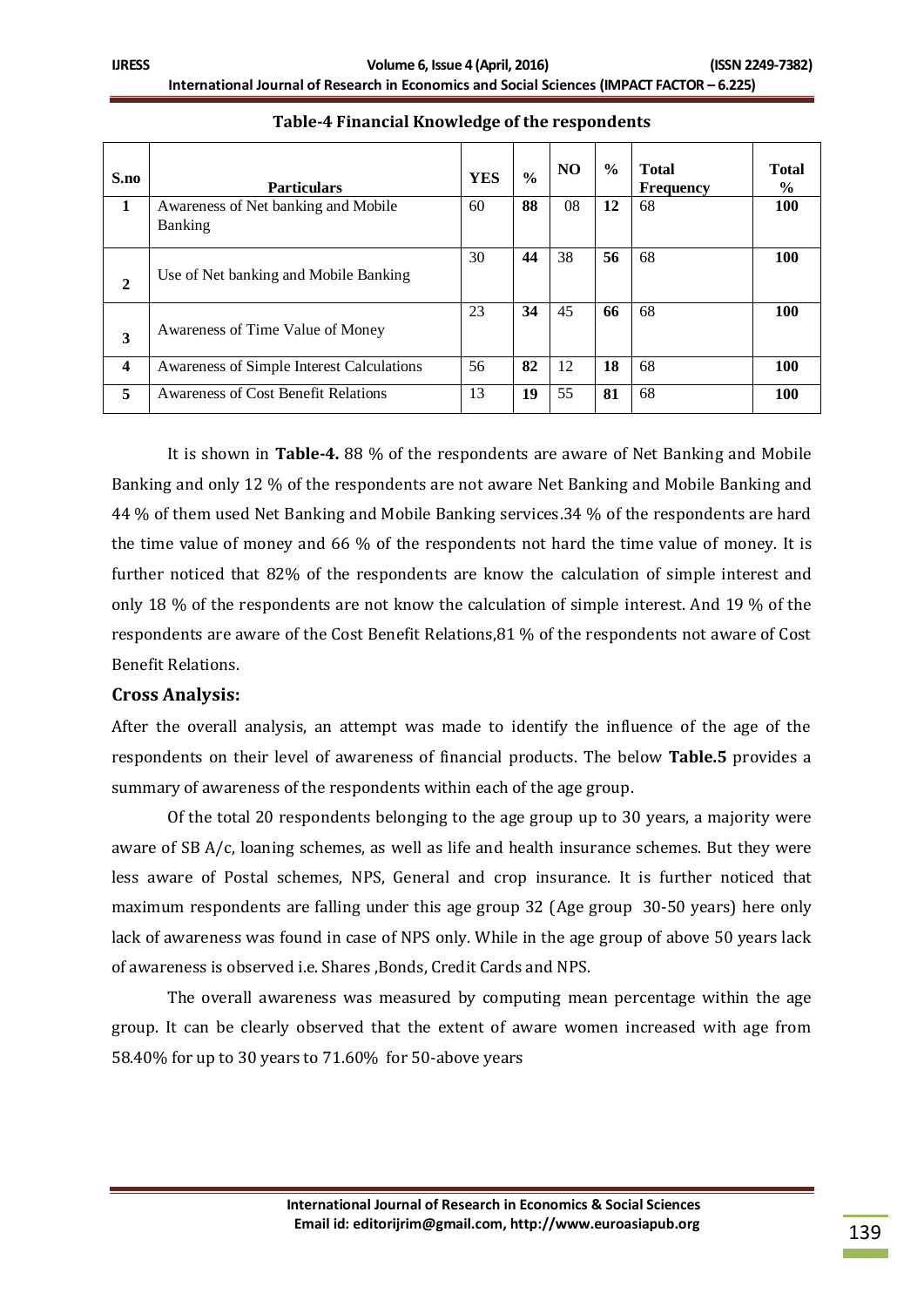**Table-4 Financial Knowledge of the respondents**

| S.no | Particulars | YES | % | NO | % | Total Frequency | Total % |
|---|---|---|---|---|---|---|---|
| **1** | Awareness of Net banking and Mobile Banking | 60 | **88** | 08 | **12** | 68 | **100** |
| **2** | Use of Net banking and Mobile Banking | 30 | **44** | 38 | **56** | 68 | **100** |
| **3** | Awareness of Time Value of Money | 23 | **34** | 45 | **66** | 68 | **100** |
| **4** | Awareness of Simple Interest Calculations | 56 | **82** | 12 | **18** | 68 | **100** |
| **5** | Awareness of Cost Benefit Relations | 13 | **19** | 55 | **81** | 68 | **100** |

It is shown in **Table-4.** 88 % of the respondents are aware of Net Banking and Mobile Banking and only 12 % of the respondents are not aware Net Banking and Mobile Banking and 44 % of them used Net Banking and Mobile Banking services.34 % of the respondents are hard the time value of money and 66 % of the respondents not hard the time value of money. It is further noticed that 82% of the respondents are know the calculation of simple interest and only 18 % of the respondents are not know the calculation of simple interest. And 19 % of the respondents are aware of the Cost Benefit Relations,81 % of the respondents not aware of Cost Benefit Relations.

### Cross Analysis:

After the overall analysis, an attempt was made to identify the influence of the age of the respondents on their level of awareness of financial products. The below **Table.5** provides a summary of awareness of the respondents within each of the age group.

Of the total 20 respondents belonging to the age group up to 30 years, a majority were aware of SB A/c, loaning schemes, as well as life and health insurance schemes. But they were less aware of Postal schemes, NPS, General and crop insurance. It is further noticed that maximum respondents are falling under this age group 32 (Age group 30-50 years) here only lack of awareness was found in case of NPS only. While in the age group of above 50 years lack of awareness is observed i.e. Shares ,Bonds, Credit Cards and NPS.

The overall awareness was measured by computing mean percentage within the age group. It can be clearly observed that the extent of aware women increased with age from 58.40% for up to 30 years to 71.60% for 50-above years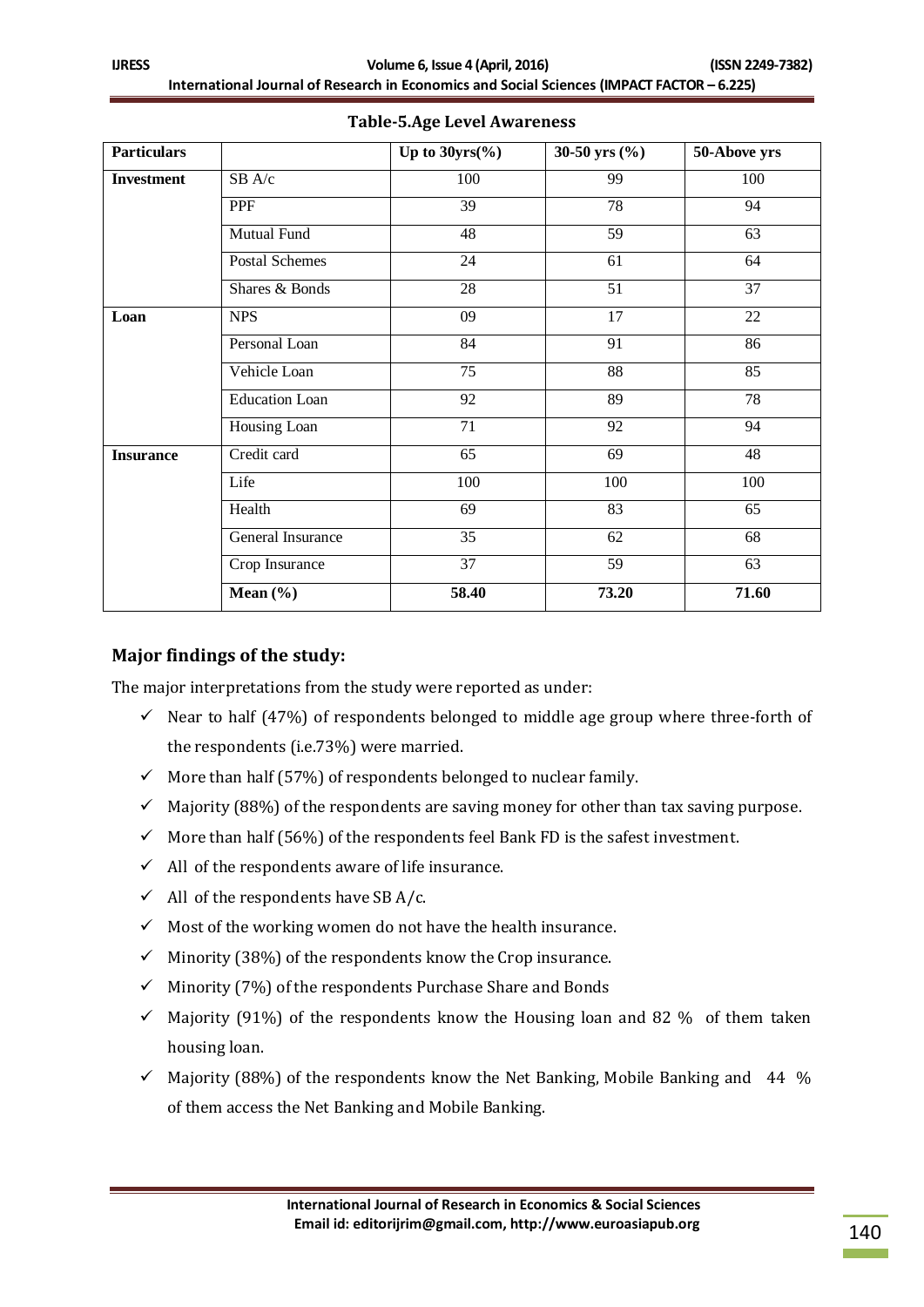**Table-5.Age Level Awareness**

| Particulars | | Up to 30yrs(%) | 30-50 yrs (%) | 50-Above yrs |
|---|---|---|---|---|
| **Investment** | SB A/c | 100 | 99 | 100 |
| | PPF | 39 | 78 | 94 |
| | Mutual Fund | 48 | 59 | 63 |
| | Postal Schemes | 24 | 61 | 64 |
| | Shares & Bonds | 28 | 51 | 37 |
| **Loan** | NPS | 09 | 17 | 22 |
| | Personal Loan | 84 | 91 | 86 |
| | Vehicle Loan | 75 | 88 | 85 |
| | Education Loan | 92 | 89 | 78 |
| | Housing Loan | 71 | 92 | 94 |
| **Insurance** | Credit card | 65 | 69 | 48 |
| | Life | 100 | 100 | 100 |
| | Health | 69 | 83 | 65 |
| | General Insurance | 35 | 62 | 68 |
| | Crop Insurance | 37 | 59 | 63 |
| | **Mean (%)** | **58.40** | **73.20** | **71.60** |

## Major findings of the study:

The major interpretations from the study were reported as under:

- ✓ Near to half (47%) of respondents belonged to middle age group where three-forth of the respondents (i.e.73%) were married.
- ✓ More than half (57%) of respondents belonged to nuclear family.
- ✓ Majority (88%) of the respondents are saving money for other than tax saving purpose.
- ✓ More than half (56%) of the respondents feel Bank FD is the safest investment.
- ✓ All of the respondents aware of life insurance.
- ✓ All of the respondents have SB A/c.
- ✓ Most of the working women do not have the health insurance.
- ✓ Minority (38%) of the respondents know the Crop insurance.
- ✓ Minority (7%) of the respondents Purchase Share and Bonds
- ✓ Majority (91%) of the respondents know the Housing loan and 82 % of them taken housing loan.
- ✓ Majority (88%) of the respondents know the Net Banking, Mobile Banking and 44 % of them access the Net Banking and Mobile Banking.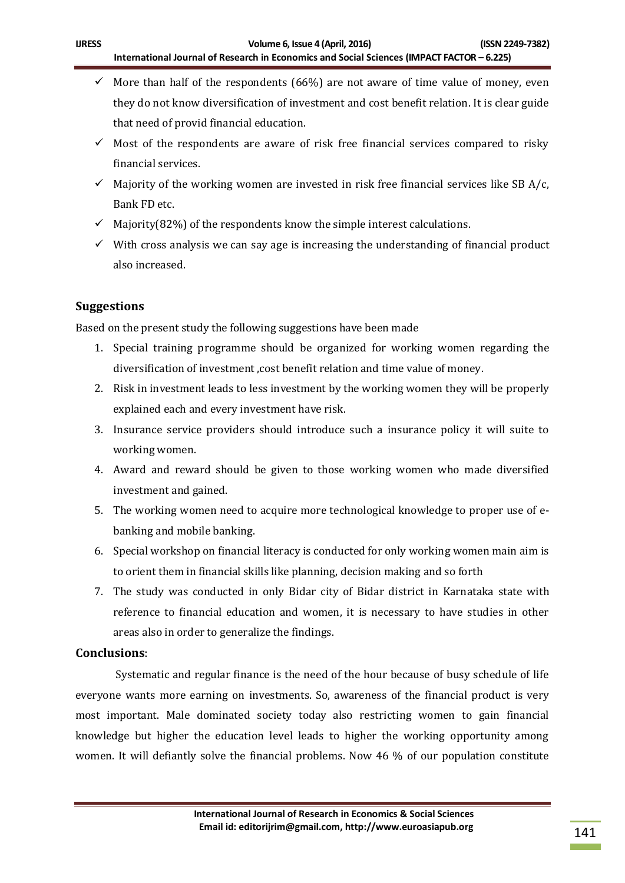- More than half of the respondents (66%) are not aware of time value of money, even they do not know diversification of investment and cost benefit relation. It is clear guide that need of provid financial education.
- Most of the respondents are aware of risk free financial services compared to risky financial services.
- Majority of the working women are invested in risk free financial services like SB A/c, Bank FD etc.
- Majority(82%) of the respondents know the simple interest calculations.
- With cross analysis we can say age is increasing the understanding of financial product also increased.

## Suggestions

Based on the present study the following suggestions have been made

1. Special training programme should be organized for working women regarding the diversification of investment ,cost benefit relation and time value of money.
2. Risk in investment leads to less investment by the working women they will be properly explained each and every investment have risk.
3. Insurance service providers should introduce such a insurance policy it will suite to working women.
4. Award and reward should be given to those working women who made diversified investment and gained.
5. The working women need to acquire more technological knowledge to proper use of e-banking and mobile banking.
6. Special workshop on financial literacy is conducted for only working women main aim is to orient them in financial skills like planning, decision making and so forth
7. The study was conducted in only Bidar city of Bidar district in Karnataka state with reference to financial education and women, it is necessary to have studies in other areas also in order to generalize the findings.

## Conclusions:

Systematic and regular finance is the need of the hour because of busy schedule of life everyone wants more earning on investments. So, awareness of the financial product is very most important. Male dominated society today also restricting women to gain financial knowledge but higher the education level leads to higher the working opportunity among women. It will defiantly solve the financial problems. Now 46 % of our population constitute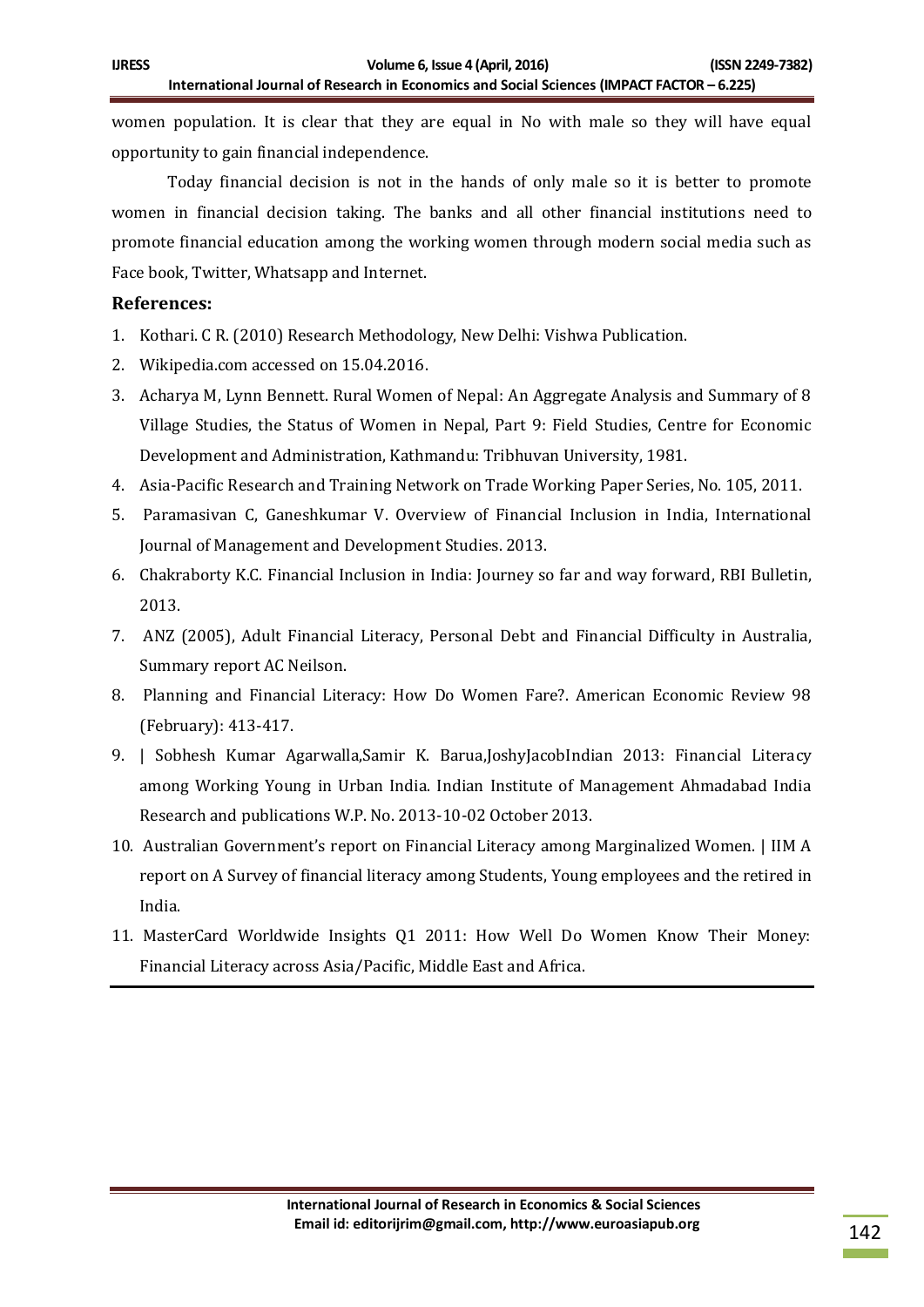women population. It is clear that they are equal in No with male so they will have equal opportunity to gain financial independence.

Today financial decision is not in the hands of only male so it is better to promote women in financial decision taking. The banks and all other financial institutions need to promote financial education among the working women through modern social media such as Face book, Twitter, Whatsapp and Internet.

## References:

1. Kothari. C R. (2010) Research Methodology, New Delhi: Vishwa Publication.
2. Wikipedia.com accessed on 15.04.2016.
3. Acharya M, Lynn Bennett. Rural Women of Nepal: An Aggregate Analysis and Summary of 8 Village Studies, the Status of Women in Nepal, Part 9: Field Studies, Centre for Economic Development and Administration, Kathmandu: Tribhuvan University, 1981.
4. Asia-Pacific Research and Training Network on Trade Working Paper Series, No. 105, 2011.
5. Paramasivan C, Ganeshkumar V. Overview of Financial Inclusion in India, International Journal of Management and Development Studies. 2013.
6. Chakraborty K.C. Financial Inclusion in India: Journey so far and way forward, RBI Bulletin, 2013.
7. ANZ (2005), Adult Financial Literacy, Personal Debt and Financial Difficulty in Australia, Summary report AC Neilson.
8. Planning and Financial Literacy: How Do Women Fare?. American Economic Review 98 (February): 413-417.
9. | Sobhesh Kumar Agarwalla,Samir K. Barua,JoshyJacobIndian 2013: Financial Literacy among Working Young in Urban India. Indian Institute of Management Ahmadabad India Research and publications W.P. No. 2013-10-02 October 2013.
10. Australian Government's report on Financial Literacy among Marginalized Women. | IIM A report on A Survey of financial literacy among Students, Young employees and the retired in India.
11. MasterCard Worldwide Insights Q1 2011: How Well Do Women Know Their Money: Financial Literacy across Asia/Pacific, Middle East and Africa.